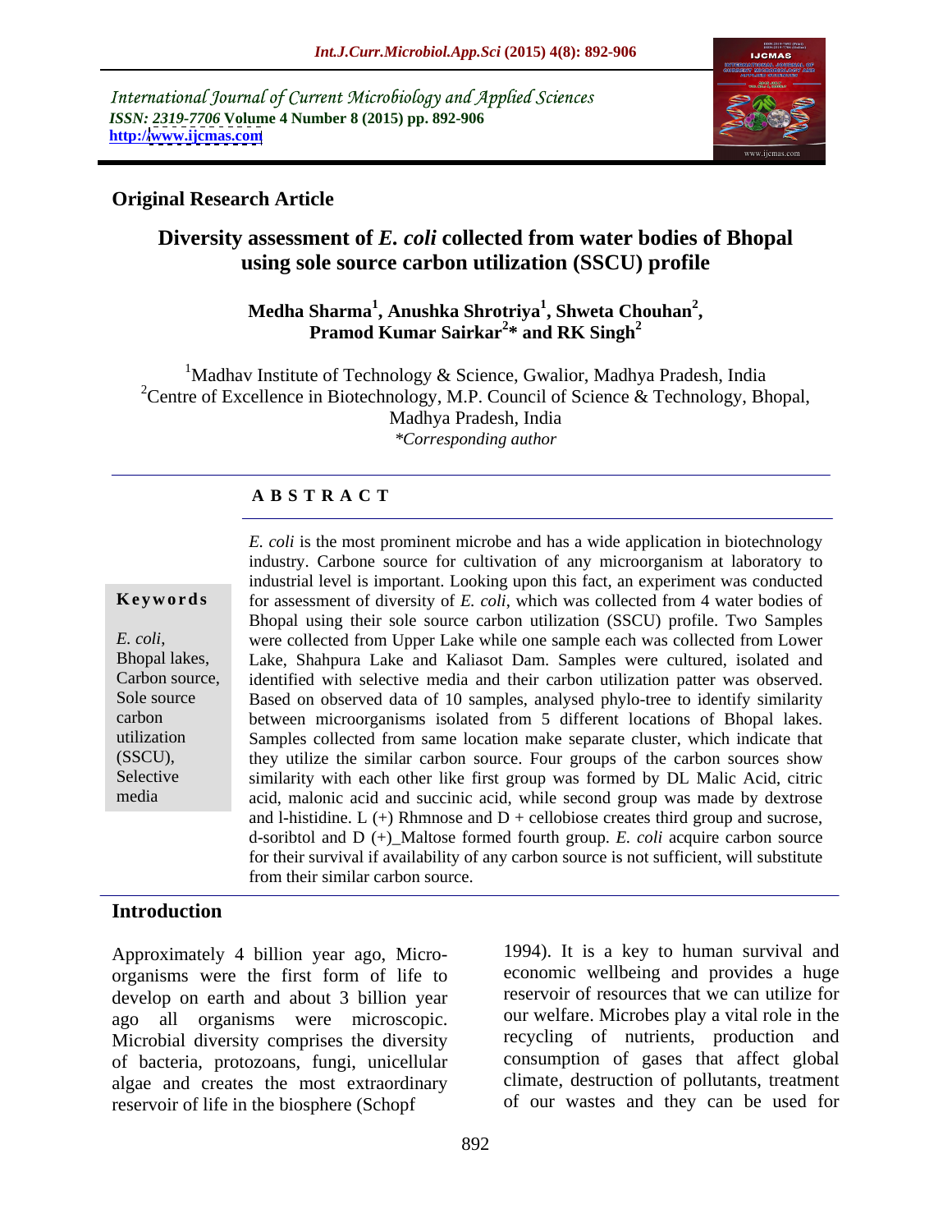International Journal of Current Microbiology and Applied Sciences
*ISSN: 2319-7706* **Volume 4 Number 8 (2015) pp. 892-906**
**http://www.ijcmas.com**

**Original Research Article**

# Diversity assessment of *E. coli* collected from water bodies of Bhopal using sole source carbon utilization (SSCU) profile

**Medha Sharma[1], Anushka Shrotriya[1], Shweta Chouhan[2], Pramod Kumar Sairkar[2]\* and RK Singh[2]**

[1]Madhav Institute of Technology & Science, Gwalior, Madhya Pradesh, India
[2]Centre of Excellence in Biotechnology, M.P. Council of Science & Technology, Bhopal, Madhya Pradesh, India
*\*Corresponding author*

## ABSTRACT

**Keywords**

*E. coli*, Bhopal lakes, Carbon source, Sole source carbon utilization (SSCU), Selective media

*E. coli* is the most prominent microbe and has a wide application in biotechnology industry. Carbone source for cultivation of any microorganism at laboratory to industrial level is important. Looking upon this fact, an experiment was conducted for assessment of diversity of *E. coli*, which was collected from 4 water bodies of Bhopal using their sole source carbon utilization (SSCU) profile. Two Samples were collected from Upper Lake while one sample each was collected from Lower Lake, Shahpura Lake and Kaliasot Dam. Samples were cultured, isolated and identified with selective media and their carbon utilization patter was observed. Based on observed data of 10 samples, analysed phylo-tree to identify similarity between microorganisms isolated from 5 different locations of Bhopal lakes. Samples collected from same location make separate cluster, which indicate that they utilize the similar carbon source. Four groups of the carbon sources show similarity with each other like first group was formed by DL Malic Acid, citric acid, malonic acid and succinic acid, while second group was made by dextrose and l-histidine. L (+) Rhmnose and D + cellobiose creates third group and sucrose, d-soribtol and D (+)_Maltose formed fourth group. *E. coli* acquire carbon source for their survival if availability of any carbon source is not sufficient, will substitute from their similar carbon source.

## Introduction

Approximately 4 billion year ago, Micro-organisms were the first form of life to develop on earth and about 3 billion year ago all organisms were microscopic. Microbial diversity comprises the diversity of bacteria, protozoans, fungi, unicellular algae and creates the most extraordinary reservoir of life in the biosphere (Schopf 1994). It is a key to human survival and economic wellbeing and provides a huge reservoir of resources that we can utilize for our welfare. Microbes play a vital role in the recycling of nutrients, production and consumption of gases that affect global climate, destruction of pollutants, treatment of our wastes and they can be used for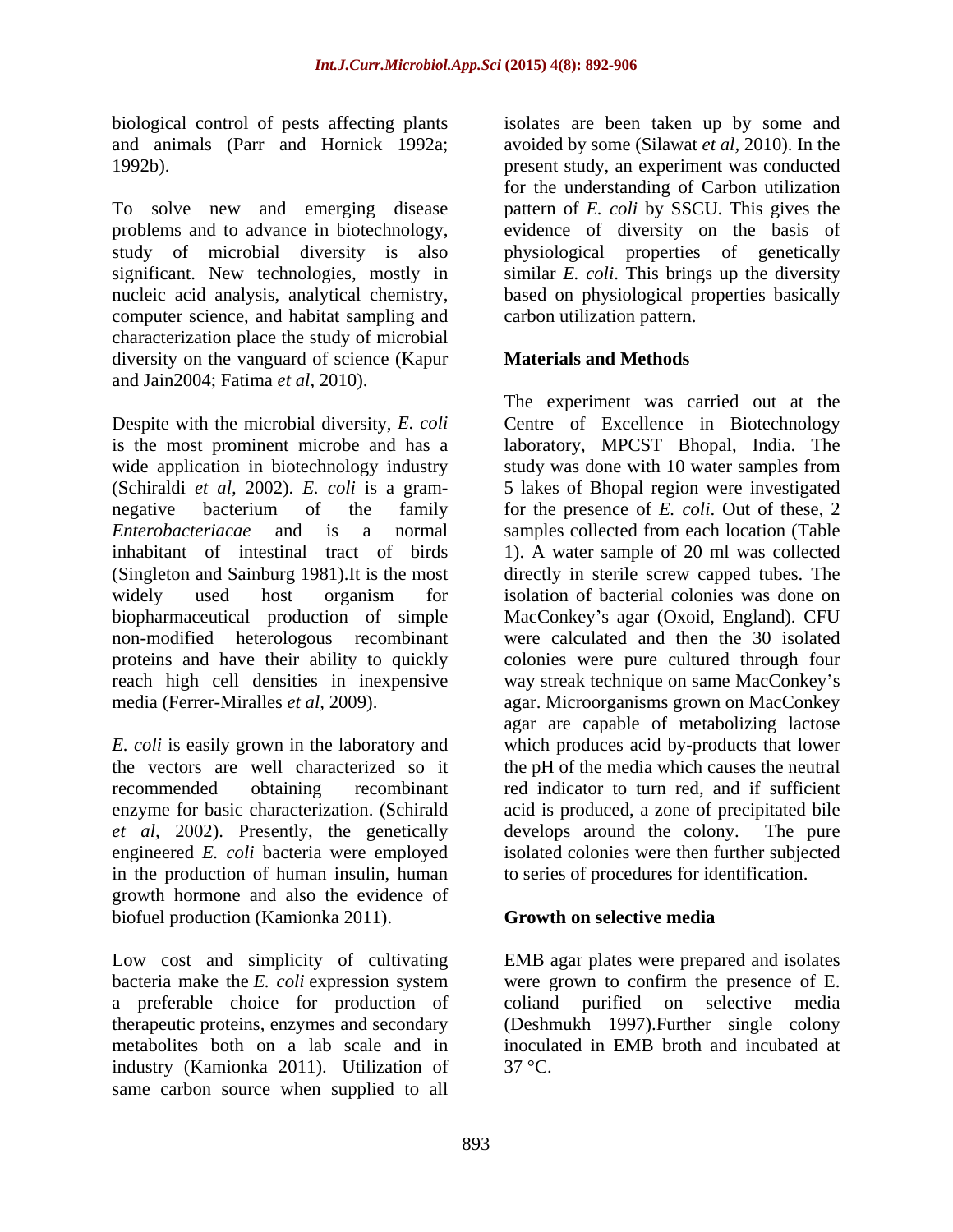biological control of pests affecting plants and animals (Parr and Hornick 1992a; 1992b).

To solve new and emerging disease problems and to advance in biotechnology, study of microbial diversity is also significant. New technologies, mostly in nucleic acid analysis, analytical chemistry, computer science, and habitat sampling and characterization place the study of microbial diversity on the vanguard of science (Kapur and Jain2004; Fatima *et al,* 2010).

Despite with the microbial diversity, *E. coli* is the most prominent microbe and has a wide application in biotechnology industry (Schiraldi *et al,* 2002). *E. coli* is a gram-negative bacterium of the family *Enterobacteriacae* and is a normal inhabitant of intestinal tract of birds (Singleton and Sainburg 1981).It is the most widely used host organism for biopharmaceutical production of simple non-modified heterologous recombinant proteins and have their ability to quickly reach high cell densities in inexpensive media (Ferrer-Miralles *et al,* 2009).

*E. coli* is easily grown in the laboratory and the vectors are well characterized so it recommended obtaining recombinant enzyme for basic characterization. (Schirald *et al,* 2002). Presently, the genetically engineered *E. coli* bacteria were employed in the production of human insulin, human growth hormone and also the evidence of biofuel production (Kamionka 2011).

Low cost and simplicity of cultivating bacteria make the *E. coli* expression system a preferable choice for production of therapeutic proteins, enzymes and secondary metabolites both on a lab scale and in industry (Kamionka 2011). Utilization of same carbon source when supplied to all isolates are been taken up by some and avoided by some (Silawat *et al,* 2010). In the present study, an experiment was conducted for the understanding of Carbon utilization pattern of *E. coli* by SSCU. This gives the evidence of diversity on the basis of physiological properties of genetically similar *E. coli*. This brings up the diversity based on physiological properties basically carbon utilization pattern.

## Materials and Methods

The experiment was carried out at the Centre of Excellence in Biotechnology laboratory, MPCST Bhopal, India. The study was done with 10 water samples from 5 lakes of Bhopal region were investigated for the presence of *E. coli*. Out of these, 2 samples collected from each location (Table 1). A water sample of 20 ml was collected directly in sterile screw capped tubes. The isolation of bacterial colonies was done on MacConkey's agar (Oxoid, England). CFU were calculated and then the 30 isolated colonies were pure cultured through four way streak technique on same MacConkey's agar. Microorganisms grown on MacConkey agar are capable of metabolizing lactose which produces acid by-products that lower the pH of the media which causes the neutral red indicator to turn red, and if sufficient acid is produced, a zone of precipitated bile develops around the colony. The pure isolated colonies were then further subjected to series of procedures for identification.

### Growth on selective media

EMB agar plates were prepared and isolates were grown to confirm the presence of E. coliand purified on selective media (Deshmukh 1997).Further single colony inoculated in EMB broth and incubated at 37 °C.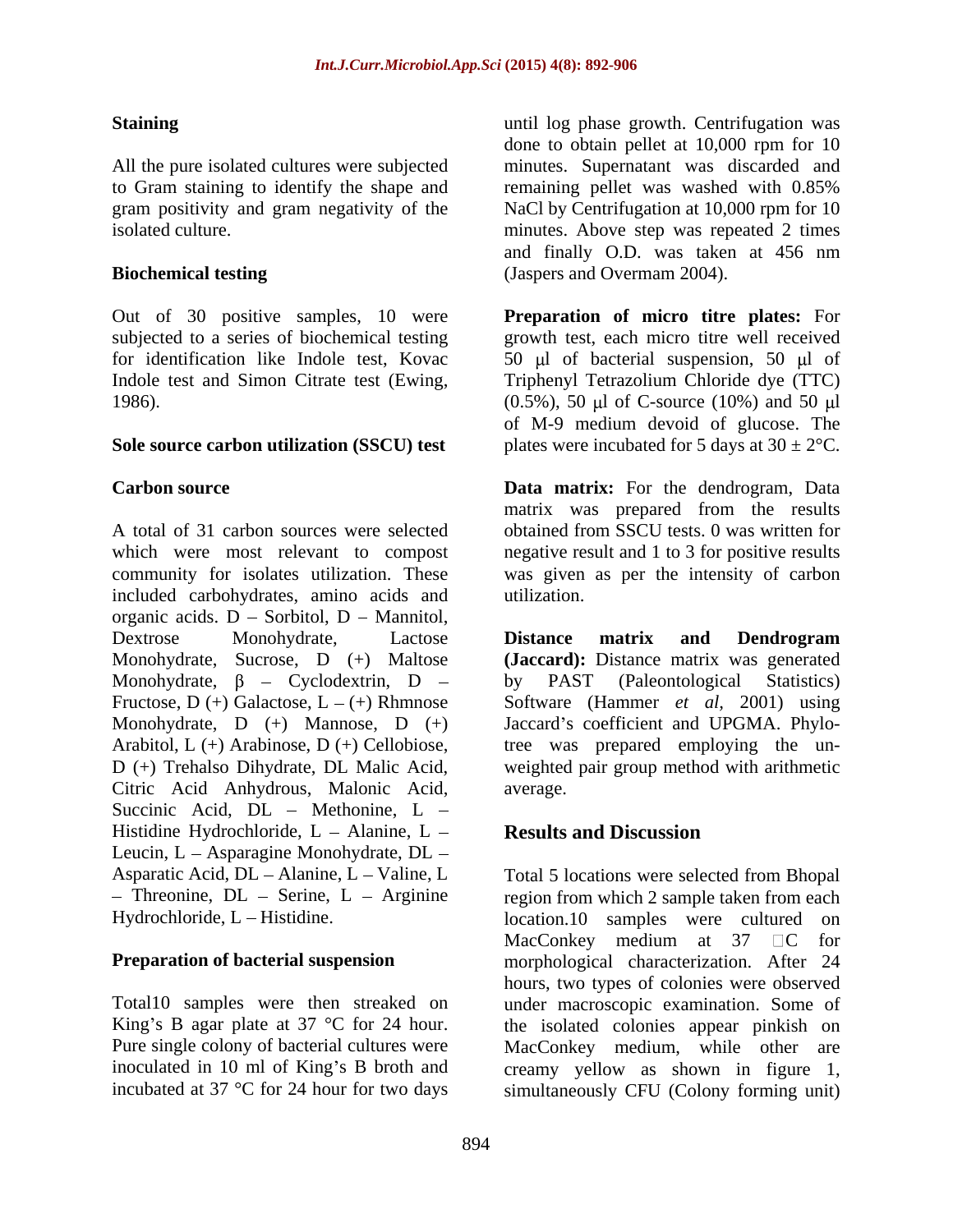### Staining

All the pure isolated cultures were subjected to Gram staining to identify the shape and gram positivity and gram negativity of the isolated culture.

### Biochemical testing

Out of 30 positive samples, 10 were subjected to a series of biochemical testing for identification like Indole test, Kovac Indole test and Simon Citrate test (Ewing, 1986).

### Sole source carbon utilization (SSCU) test

### Carbon source

A total of 31 carbon sources were selected which were most relevant to compost community for isolates utilization. These included carbohydrates, amino acids and organic acids. D – Sorbitol, D – Mannitol, Dextrose Monohydrate, Lactose Monohydrate, Sucrose, D (+) Maltose Monohydrate, β – Cyclodextrin, D – Fructose, D (+) Galactose, L – (+) Rhmnose Monohydrate, D (+) Mannose, D (+) Arabitol, L (+) Arabinose, D (+) Cellobiose, D (+) Trehalso Dihydrate, DL Malic Acid, Citric Acid Anhydrous, Malonic Acid, Succinic Acid, DL – Methonine, L – Histidine Hydrochloride, L – Alanine, L – Leucin, L – Asparagine Monohydrate, DL – Asparatic Acid, DL – Alanine, L – Valine, L – Threonine, DL – Serine, L – Arginine Hydrochloride, L – Histidine.

### Preparation of bacterial suspension

Total10 samples were then streaked on King's B agar plate at 37 °C for 24 hour. Pure single colony of bacterial cultures were inoculated in 10 ml of King's B broth and incubated at 37 °C for 24 hour for two days until log phase growth. Centrifugation was done to obtain pellet at 10,000 rpm for 10 minutes. Supernatant was discarded and remaining pellet was washed with 0.85% NaCl by Centrifugation at 10,000 rpm for 10 minutes. Above step was repeated 2 times and finally O.D. was taken at 456 nm (Jaspers and Overmam 2004).

**Preparation of micro titre plates:** For growth test, each micro titre well received 50 μl of bacterial suspension, 50 μl of Triphenyl Tetrazolium Chloride dye (TTC) (0.5%), 50 μl of C-source (10%) and 50 μl of M-9 medium devoid of glucose. The plates were incubated for 5 days at 30 ± 2°C.

**Data matrix:** For the dendrogram, Data matrix was prepared from the results obtained from SSCU tests. 0 was written for negative result and 1 to 3 for positive results was given as per the intensity of carbon utilization.

**Distance matrix and Dendrogram (Jaccard):** Distance matrix was generated by PAST (Paleontological Statistics) Software (Hammer *et al*, 2001) using Jaccard's coefficient and UPGMA. Phylo-tree was prepared employing the un-weighted pair group method with arithmetic average.

## Results and Discussion

Total 5 locations were selected from Bhopal region from which 2 sample taken from each location.10 samples were cultured on MacConkey medium at 37 °C for morphological characterization. After 24 hours, two types of colonies were observed under macroscopic examination. Some of the isolated colonies appear pinkish on MacConkey medium, while other are creamy yellow as shown in figure 1, simultaneously CFU (Colony forming unit)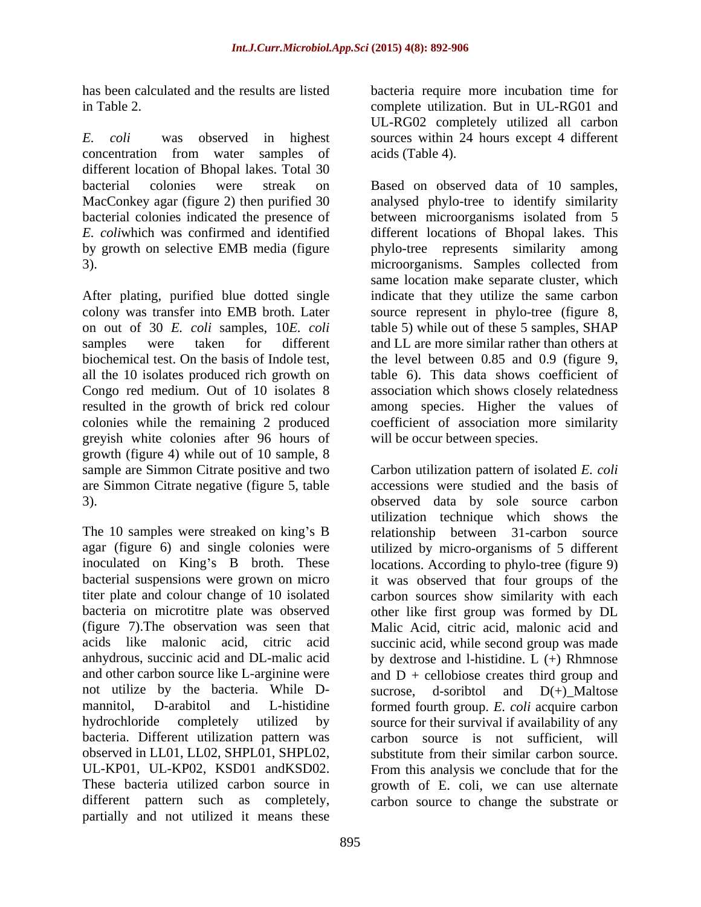has been calculated and the results are listed in Table 2.

*E. coli* was observed in highest concentration from water samples of different location of Bhopal lakes. Total 30 bacterial colonies were streak on MacConkey agar (figure 2) then purified 30 bacterial colonies indicated the presence of *E. coli*which was confirmed and identified by growth on selective EMB media (figure 3).

After plating, purified blue dotted single colony was transfer into EMB broth. Later on out of 30 *E. coli* samples, 10*E. coli* samples were taken for different biochemical test. On the basis of Indole test, all the 10 isolates produced rich growth on Congo red medium. Out of 10 isolates 8 resulted in the growth of brick red colour colonies while the remaining 2 produced greyish white colonies after 96 hours of growth (figure 4) while out of 10 sample, 8 sample are Simmon Citrate positive and two are Simmon Citrate negative (figure 5, table 3).

The 10 samples were streaked on king's B agar (figure 6) and single colonies were inoculated on King's B broth. These bacterial suspensions were grown on micro titer plate and colour change of 10 isolated bacteria on microtitre plate was observed (figure 7).The observation was seen that acids like malonic acid, citric acid anhydrous, succinic acid and DL-malic acid and other carbon source like L-arginine were not utilize by the bacteria. While D-mannitol, D-arabitol and L-histidine hydrochloride completely utilized by bacteria. Different utilization pattern was observed in LL01, LL02, SHPL01, SHPL02, UL-KP01, UL-KP02, KSD01 andKSD02. These bacteria utilized carbon source in different pattern such as completely, partially and not utilized it means these bacteria require more incubation time for complete utilization. But in UL-RG01 and UL-RG02 completely utilized all carbon sources within 24 hours except 4 different acids (Table 4).

Based on observed data of 10 samples, analysed phylo-tree to identify similarity between microorganisms isolated from 5 different locations of Bhopal lakes. This phylo-tree represents similarity among microorganisms. Samples collected from same location make separate cluster, which indicate that they utilize the same carbon source represent in phylo-tree (figure 8, table 5) while out of these 5 samples, SHAP and LL are more similar rather than others at the level between 0.85 and 0.9 (figure 9, table 6). This data shows coefficient of association which shows closely relatedness among species. Higher the values of coefficient of association more similarity will be occur between species.

Carbon utilization pattern of isolated *E. coli* accessions were studied and the basis of observed data by sole source carbon utilization technique which shows the relationship between 31-carbon source utilized by micro-organisms of 5 different locations. According to phylo-tree (figure 9) it was observed that four groups of the carbon sources show similarity with each other like first group was formed by DL Malic Acid, citric acid, malonic acid and succinic acid, while second group was made by dextrose and l-histidine. L (+) Rhmnose and D + cellobiose creates third group and sucrose, d-soribtol and D(+)_Maltose formed fourth group. *E. coli* acquire carbon source for their survival if availability of any carbon source is not sufficient, will substitute from their similar carbon source. From this analysis we conclude that for the growth of E. coli, we can use alternate carbon source to change the substrate or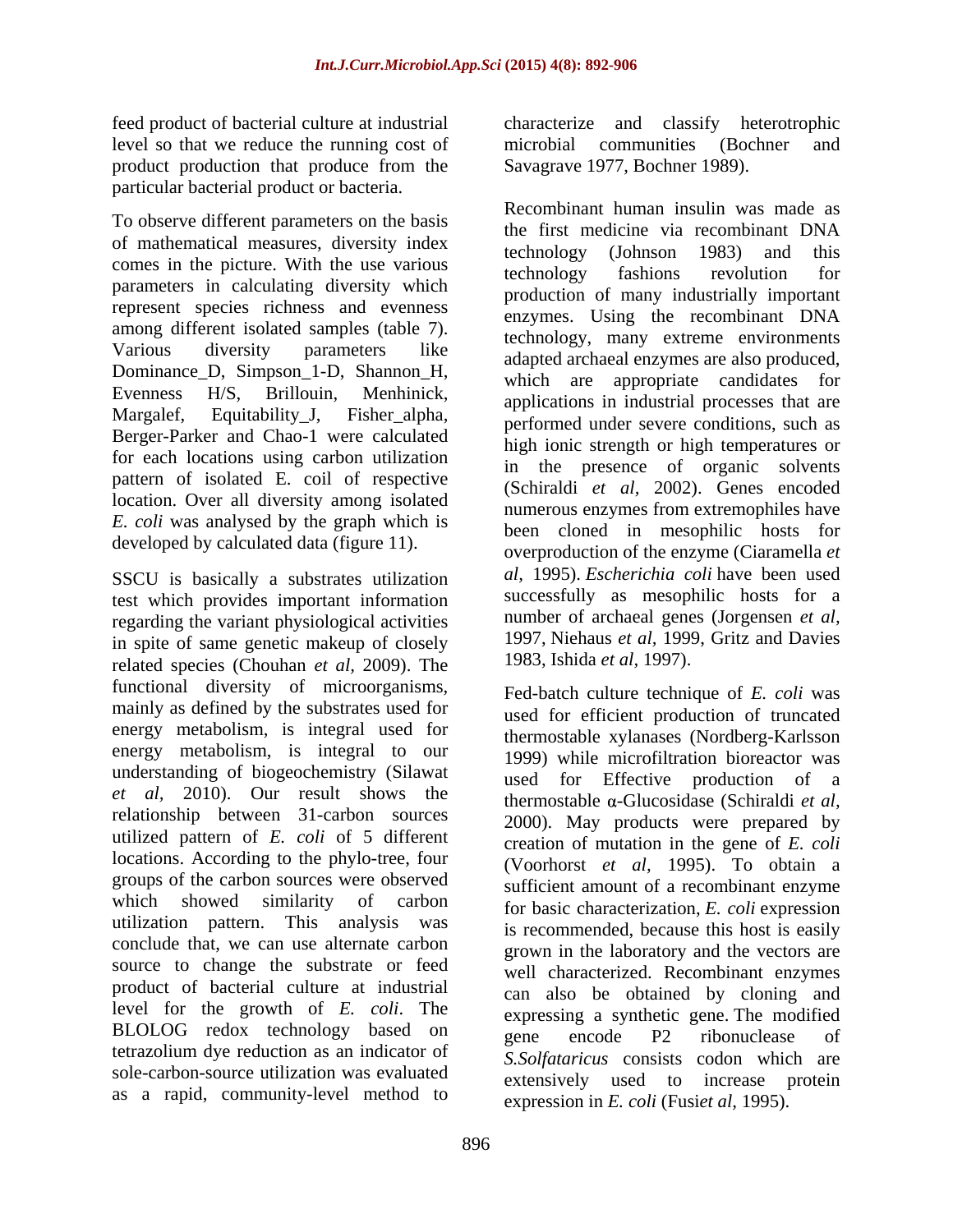feed product of bacterial culture at industrial level so that we reduce the running cost of product production that produce from the particular bacterial product or bacteria.

To observe different parameters on the basis of mathematical measures, diversity index comes in the picture. With the use various parameters in calculating diversity which represent species richness and evenness among different isolated samples (table 7). Various diversity parameters like Dominance_D, Simpson_1-D, Shannon_H, Evenness H/S, Brillouin, Menhinick, Margalef, Equitability_J, Fisher_alpha, Berger-Parker and Chao-1 were calculated for each locations using carbon utilization pattern of isolated E. coil of respective location. Over all diversity among isolated *E. coli* was analysed by the graph which is developed by calculated data (figure 11).

SSCU is basically a substrates utilization test which provides important information regarding the variant physiological activities in spite of same genetic makeup of closely related species (Chouhan *et al*, 2009). The functional diversity of microorganisms, mainly as defined by the substrates used for energy metabolism, is integral used for energy metabolism, is integral to our understanding of biogeochemistry (Silawat *et al*, 2010). Our result shows the relationship between 31-carbon sources utilized pattern of *E. coli* of 5 different locations. According to the phylo-tree, four groups of the carbon sources were observed which showed similarity of carbon utilization pattern. This analysis was conclude that, we can use alternate carbon source to change the substrate or feed product of bacterial culture at industrial level for the growth of *E. coli*. The BLOLOG redox technology based on tetrazolium dye reduction as an indicator of sole-carbon-source utilization was evaluated as a rapid, community-level method to characterize and classify heterotrophic microbial communities (Bochner and Savagrave 1977, Bochner 1989).

Recombinant human insulin was made as the first medicine via recombinant DNA technology (Johnson 1983) and this technology fashions revolution for production of many industrially important enzymes. Using the recombinant DNA technology, many extreme environments adapted archaeal enzymes are also produced, which are appropriate candidates for applications in industrial processes that are performed under severe conditions, such as high ionic strength or high temperatures or in the presence of organic solvents (Schiraldi *et al*, 2002). Genes encoded numerous enzymes from extremophiles have been cloned in mesophilic hosts for overproduction of the enzyme (Ciaramella *et al*, 1995). *Escherichia coli* have been used successfully as mesophilic hosts for a number of archaeal genes (Jorgensen *et al*, 1997, Niehaus *et al*, 1999, Gritz and Davies 1983, Ishida *et al*, 1997).

Fed-batch culture technique of *E. coli* was used for efficient production of truncated thermostable xylanases (Nordberg-Karlsson 1999) while microfiltration bioreactor was used for Effective production of a thermostable α-Glucosidase (Schiraldi *et al*, 2000). May products were prepared by creation of mutation in the gene of *E. coli* (Voorhorst *et al*, 1995). To obtain a sufficient amount of a recombinant enzyme for basic characterization, *E. coli* expression is recommended, because this host is easily grown in the laboratory and the vectors are well characterized. Recombinant enzymes can also be obtained by cloning and expressing a synthetic gene. The modified gene encode P2 ribonuclease of *S.Solfataricus* consists codon which are extensively used to increase protein expression in *E. coli* (Fusi*et al*, 1995).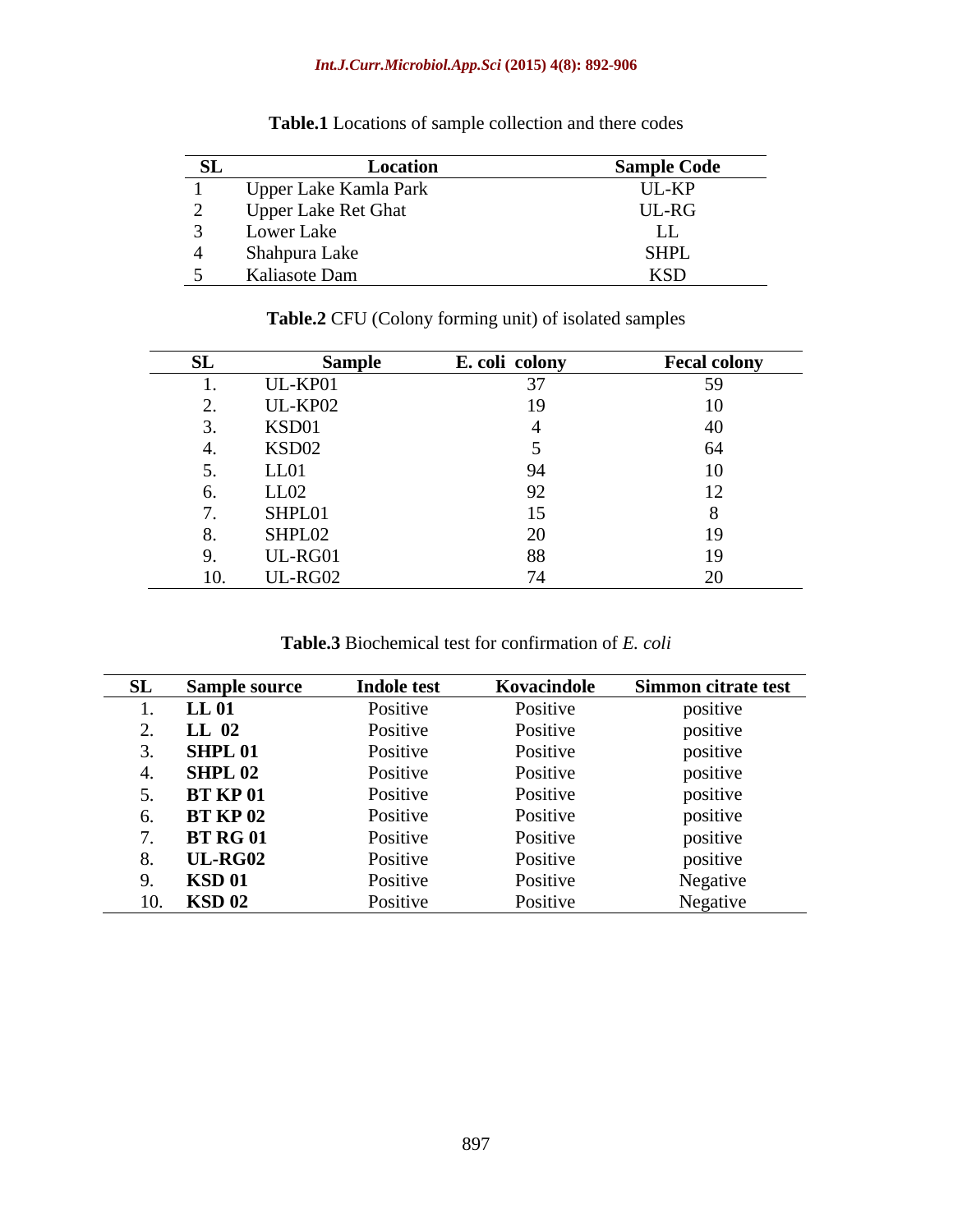**Table.1** Locations of sample collection and there codes

| SL | Location | Sample Code |
|---|---|---|
| 1 | Upper Lake Kamla Park | UL-KP |
| 2 | Upper Lake Ret Ghat | UL-RG |
| 3 | Lower Lake | LL |
| 4 | Shahpura Lake | SHPL |
| 5 | Kaliasote Dam | KSD |

**Table.2** CFU (Colony forming unit) of isolated samples

| SL | Sample | E. coli colony | Fecal colony |
|---|---|---|---|
| 1. | UL-KP01 | 37 | 59 |
| 2. | UL-KP02 | 19 | 10 |
| 3. | KSD01 | 4 | 40 |
| 4. | KSD02 | 5 | 64 |
| 5. | LL01 | 94 | 10 |
| 6. | LL02 | 92 | 12 |
| 7. | SHPL01 | 15 | 8 |
| 8. | SHPL02 | 20 | 19 |
| 9. | UL-RG01 | 88 | 19 |
| 10. | UL-RG02 | 74 | 20 |

**Table.3** Biochemical test for confirmation of *E. coli*

| SL | Sample source | Indole test | Kovacindole | Simmon citrate test |
|---|---|---|---|---|
| 1. | **LL 01** | Positive | Positive | positive |
| 2. | **LL 02** | Positive | Positive | positive |
| 3. | **SHPL 01** | Positive | Positive | positive |
| 4. | **SHPL 02** | Positive | Positive | positive |
| 5. | **BT KP 01** | Positive | Positive | positive |
| 6. | **BT KP 02** | Positive | Positive | positive |
| 7. | **BT RG 01** | Positive | Positive | positive |
| 8. | **UL-RG02** | Positive | Positive | positive |
| 9. | **KSD 01** | Positive | Positive | Negative |
| 10. | **KSD 02** | Positive | Positive | Negative |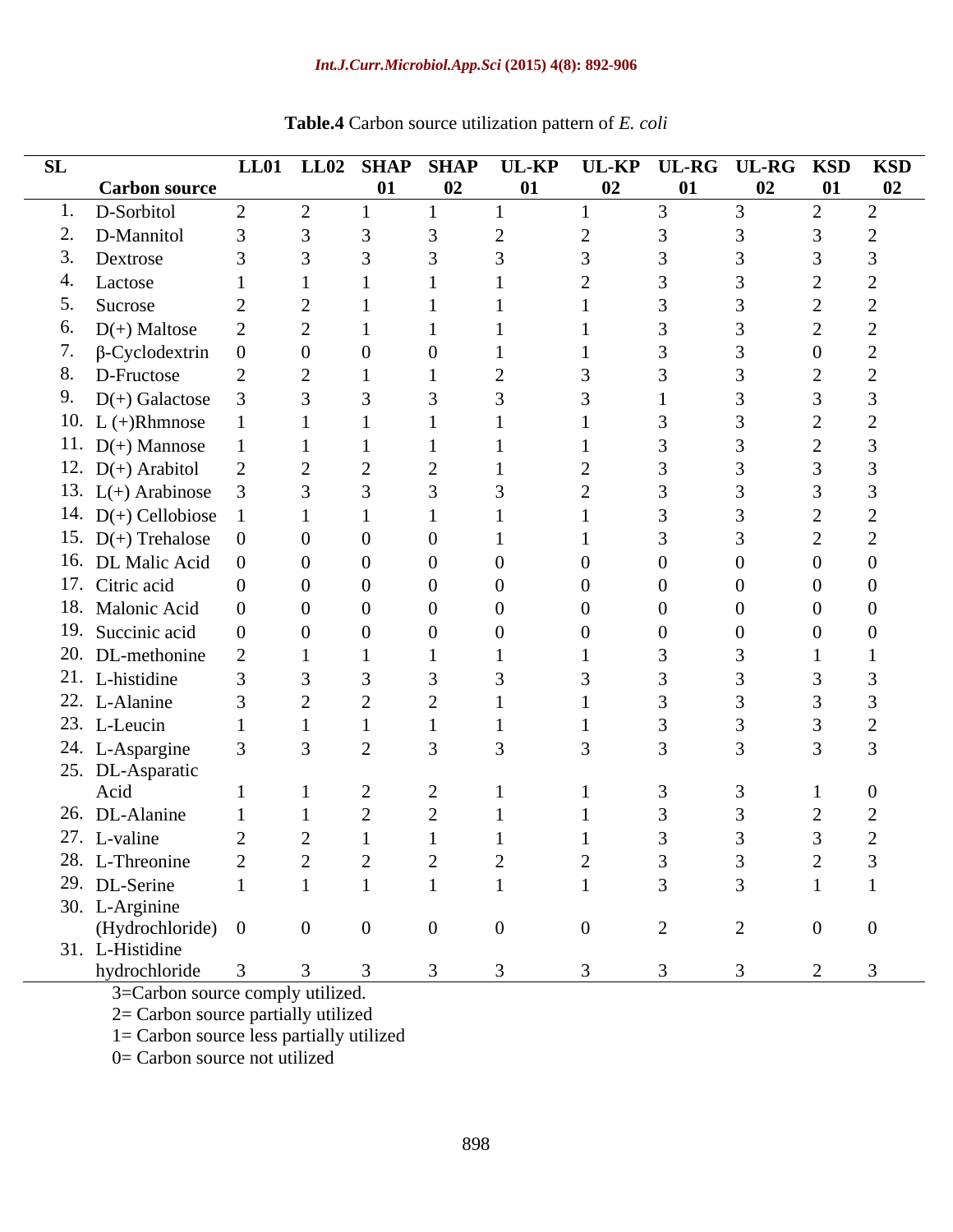**Table.4** Carbon source utilization pattern of *E. coli*

| SL | Carbon source | LL01 | LL02 | SHAP 01 | SHAP 02 | UL-KP 01 | UL-KP 02 | UL-RG 01 | UL-RG 02 | KSD 01 | KSD 02 |
|---|---|---|---|---|---|---|---|---|---|---|---|
| 1. | D-Sorbitol | 2 | 2 | 1 | 1 | 1 | 1 | 3 | 3 | 2 | 2 |
| 2. | D-Mannitol | 3 | 3 | 3 | 3 | 2 | 2 | 3 | 3 | 3 | 2 |
| 3. | Dextrose | 3 | 3 | 3 | 3 | 3 | 3 | 3 | 3 | 3 | 3 |
| 4. | Lactose | 1 | 1 | 1 | 1 | 1 | 2 | 3 | 3 | 2 | 2 |
| 5. | Sucrose | 2 | 2 | 1 | 1 | 1 | 1 | 3 | 3 | 2 | 2 |
| 6. | D(+) Maltose | 2 | 2 | 1 | 1 | 1 | 1 | 3 | 3 | 2 | 2 |
| 7. | β-Cyclodextrin | 0 | 0 | 0 | 0 | 1 | 1 | 3 | 3 | 0 | 2 |
| 8. | D-Fructose | 2 | 2 | 1 | 1 | 2 | 3 | 3 | 3 | 2 | 2 |
| 9. | D(+) Galactose | 3 | 3 | 3 | 3 | 3 | 3 | 1 | 3 | 3 | 3 |
| 10. | L (+)Rhmnose | 1 | 1 | 1 | 1 | 1 | 1 | 3 | 3 | 2 | 2 |
| 11. | D(+) Mannose | 1 | 1 | 1 | 1 | 1 | 1 | 3 | 3 | 2 | 3 |
| 12. | D(+) Arabitol | 2 | 2 | 2 | 2 | 1 | 2 | 3 | 3 | 3 | 3 |
| 13. | L(+) Arabinose | 3 | 3 | 3 | 3 | 3 | 2 | 3 | 3 | 3 | 3 |
| 14. | D(+) Cellobiose | 1 | 1 | 1 | 1 | 1 | 1 | 3 | 3 | 2 | 2 |
| 15. | D(+) Trehalose | 0 | 0 | 0 | 0 | 1 | 1 | 3 | 3 | 2 | 2 |
| 16. | DL Malic Acid | 0 | 0 | 0 | 0 | 0 | 0 | 0 | 0 | 0 | 0 |
| 17. | Citric acid | 0 | 0 | 0 | 0 | 0 | 0 | 0 | 0 | 0 | 0 |
| 18. | Malonic Acid | 0 | 0 | 0 | 0 | 0 | 0 | 0 | 0 | 0 | 0 |
| 19. | Succinic acid | 0 | 0 | 0 | 0 | 0 | 0 | 0 | 0 | 0 | 0 |
| 20. | DL-methonine | 2 | 1 | 1 | 1 | 1 | 1 | 3 | 3 | 1 | 1 |
| 21. | L-histidine | 3 | 3 | 3 | 3 | 3 | 3 | 3 | 3 | 3 | 3 |
| 22. | L-Alanine | 3 | 2 | 2 | 2 | 1 | 1 | 3 | 3 | 3 | 3 |
| 23. | L-Leucin | 1 | 1 | 1 | 1 | 1 | 1 | 3 | 3 | 3 | 2 |
| 24. | L-Aspargine | 3 | 3 | 2 | 3 | 3 | 3 | 3 | 3 | 3 | 3 |
| 25. | DL-Asparatic Acid | 1 | 1 | 2 | 2 | 1 | 1 | 3 | 3 | 1 | 0 |
| 26. | DL-Alanine | 1 | 1 | 2 | 2 | 1 | 1 | 3 | 3 | 2 | 2 |
| 27. | L-valine | 2 | 2 | 1 | 1 | 1 | 1 | 3 | 3 | 3 | 2 |
| 28. | L-Threonine | 2 | 2 | 2 | 2 | 2 | 2 | 3 | 3 | 2 | 3 |
| 29. | DL-Serine | 1 | 1 | 1 | 1 | 1 | 1 | 3 | 3 | 1 | 1 |
| 30. | L-Arginine (Hydrochloride) | 0 | 0 | 0 | 0 | 0 | 0 | 2 | 2 | 0 | 0 |
| 31. | L-Histidine hydrochloride | 3 | 3 | 3 | 3 | 3 | 3 | 3 | 3 | 2 | 3 |

3=Carbon source comply utilized.
2= Carbon source partially utilized
1= Carbon source less partially utilized
0= Carbon source not utilized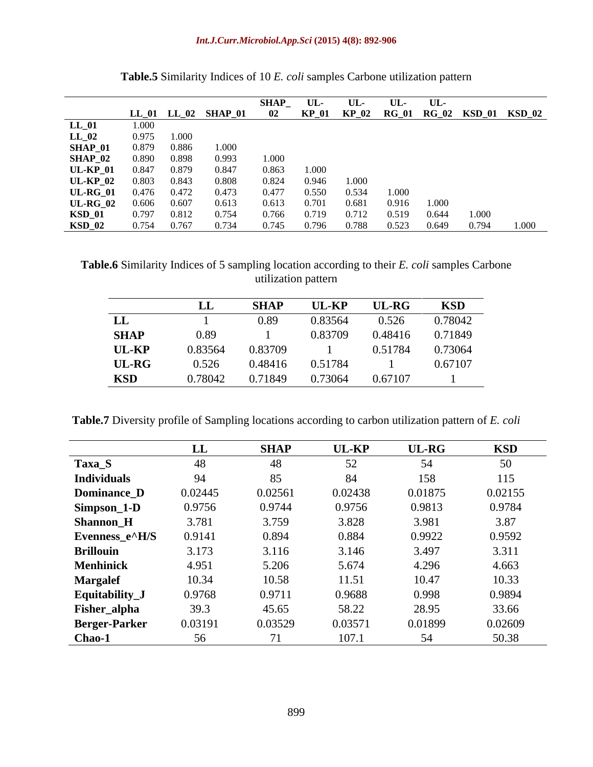**Table.5** Similarity Indices of 10 *E. coli* samples Carbone utilization pattern

| | LL_01 | LL_02 | SHAP_01 | SHAP_02 | UL-KP_01 | UL-KP_02 | UL-RG_01 | UL-RG_02 | KSD_01 | KSD_02 |
|---|---|---|---|---|---|---|---|---|---|---|
| **LL_01** | 1.000 | | | | | | | | | |
| **LL_02** | 0.975 | 1.000 | | | | | | | | |
| **SHAP_01** | 0.879 | 0.886 | 1.000 | | | | | | | |
| **SHAP_02** | 0.890 | 0.898 | 0.993 | 1.000 | | | | | | |
| **UL-KP_01** | 0.847 | 0.879 | 0.847 | 0.863 | 1.000 | | | | | |
| **UL-KP_02** | 0.803 | 0.843 | 0.808 | 0.824 | 0.946 | 1.000 | | | | |
| **UL-RG_01** | 0.476 | 0.472 | 0.473 | 0.477 | 0.550 | 0.534 | 1.000 | | | |
| **UL-RG_02** | 0.606 | 0.607 | 0.613 | 0.613 | 0.701 | 0.681 | 0.916 | 1.000 | | |
| **KSD_01** | 0.797 | 0.812 | 0.754 | 0.766 | 0.719 | 0.712 | 0.519 | 0.644 | 1.000 | |
| **KSD_02** | 0.754 | 0.767 | 0.734 | 0.745 | 0.796 | 0.788 | 0.523 | 0.649 | 0.794 | 1.000 |

**Table.6** Similarity Indices of 5 sampling location according to their *E. coli* samples Carbone utilization pattern

| | LL | SHAP | UL-KP | UL-RG | KSD |
|---|---|---|---|---|---|
| **LL** | 1 | 0.89 | 0.83564 | 0.526 | 0.78042 |
| **SHAP** | 0.89 | 1 | 0.83709 | 0.48416 | 0.71849 |
| **UL-KP** | 0.83564 | 0.83709 | 1 | 0.51784 | 0.73064 |
| **UL-RG** | 0.526 | 0.48416 | 0.51784 | 1 | 0.67107 |
| **KSD** | 0.78042 | 0.71849 | 0.73064 | 0.67107 | 1 |

**Table.7** Diversity profile of Sampling locations according to carbon utilization pattern of *E. coli*

| | LL | SHAP | UL-KP | UL-RG | KSD |
|---|---|---|---|---|---|
| **Taxa_S** | 48 | 48 | 52 | 54 | 50 |
| **Individuals** | 94 | 85 | 84 | 158 | 115 |
| **Dominance_D** | 0.02445 | 0.02561 | 0.02438 | 0.01875 | 0.02155 |
| **Simpson_1-D** | 0.9756 | 0.9744 | 0.9756 | 0.9813 | 0.9784 |
| **Shannon_H** | 3.781 | 3.759 | 3.828 | 3.981 | 3.87 |
| **Evenness_e^H/S** | 0.9141 | 0.894 | 0.884 | 0.9922 | 0.9592 |
| **Brillouin** | 3.173 | 3.116 | 3.146 | 3.497 | 3.311 |
| **Menhinick** | 4.951 | 5.206 | 5.674 | 4.296 | 4.663 |
| **Margalef** | 10.34 | 10.58 | 11.51 | 10.47 | 10.33 |
| **Equitability_J** | 0.9768 | 0.9711 | 0.9688 | 0.998 | 0.9894 |
| **Fisher_alpha** | 39.3 | 45.65 | 58.22 | 28.95 | 33.66 |
| **Berger-Parker** | 0.03191 | 0.03529 | 0.03571 | 0.01899 | 0.02609 |
| **Chao-1** | 56 | 71 | 107.1 | 54 | 50.38 |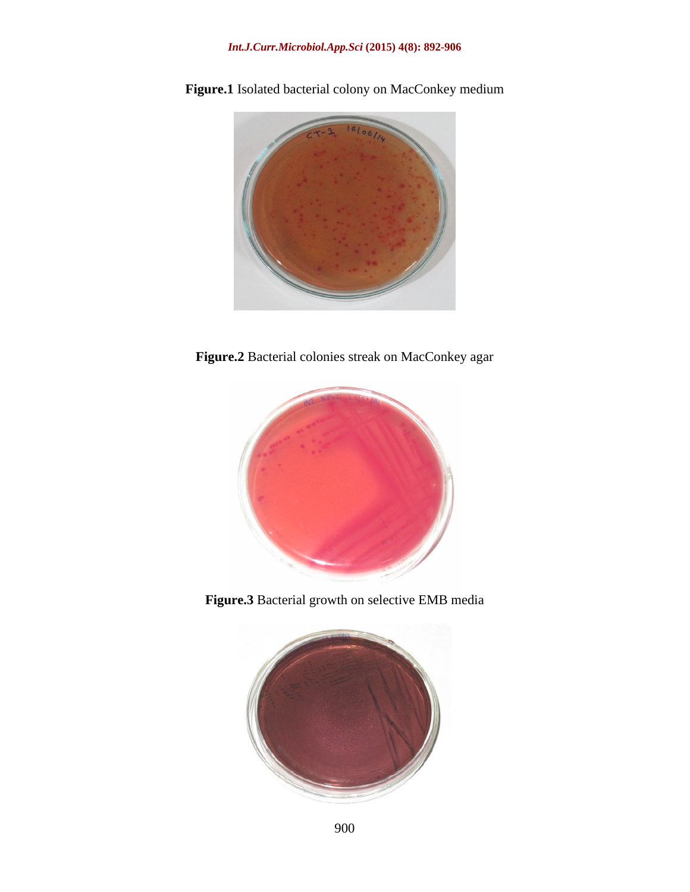**Figure.1** Isolated bacterial colony on MacConkey medium

**Figure.2** Bacterial colonies streak on MacConkey agar

**Figure.3** Bacterial growth on selective EMB media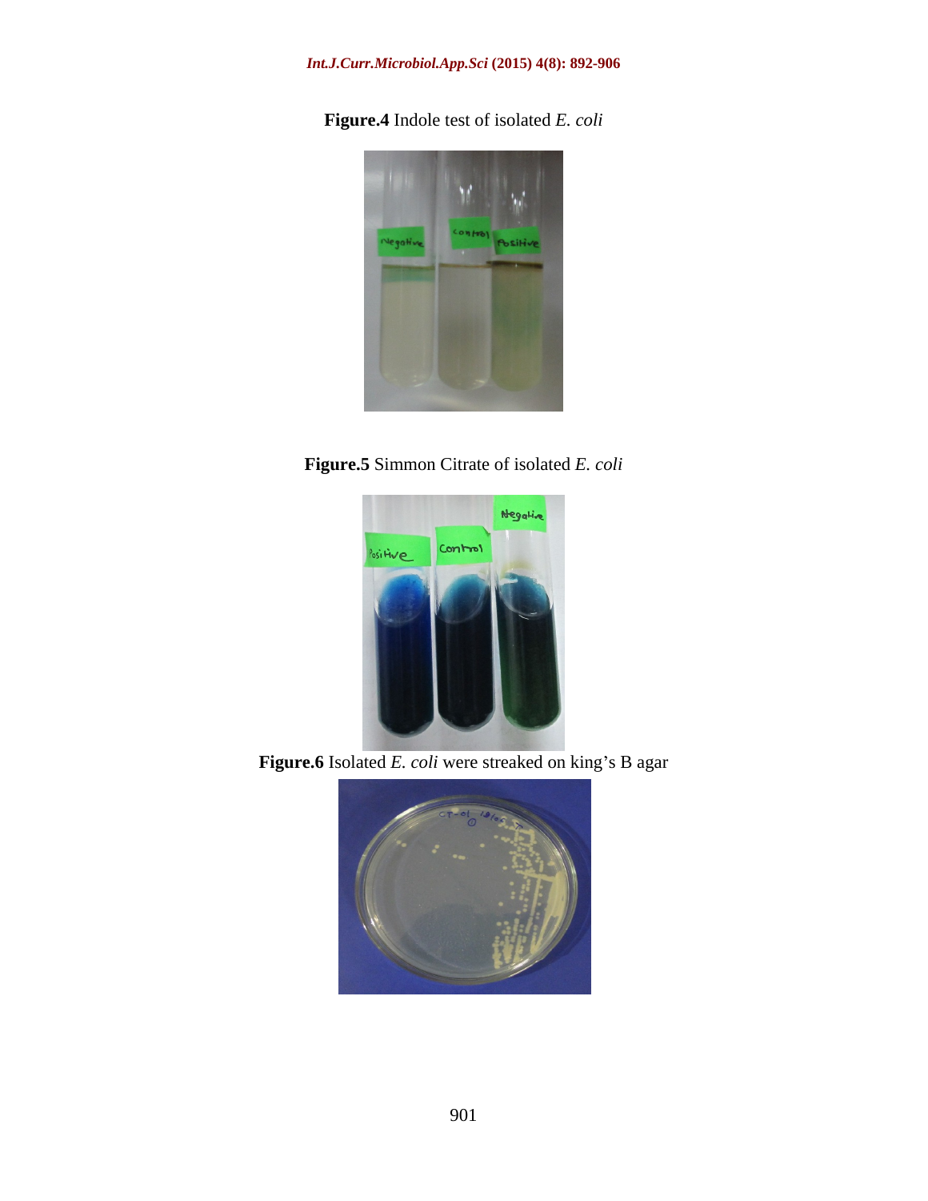**Figure.4** Indole test of isolated *E. coli*

**Figure.5** Simmon Citrate of isolated *E. coli*

**Figure.6** Isolated *E. coli* were streaked on king's B agar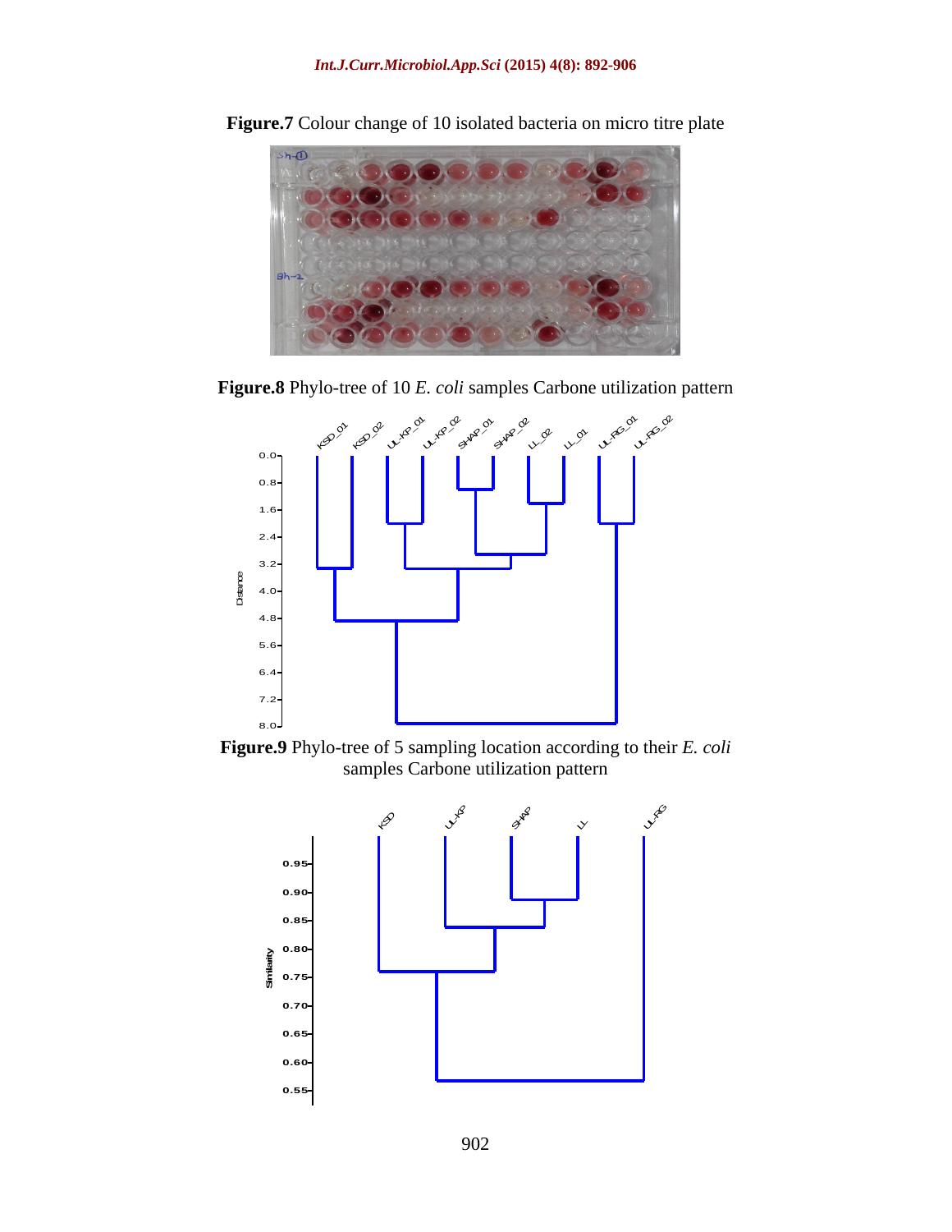**Figure.7** Colour change of 10 isolated bacteria on micro titre plate

**Figure.8** Phylo-tree of 10 *E. coli* samples Carbone utilization pattern

**Figure.9** Phylo-tree of 5 sampling location according to their *E. coli* samples Carbone utilization pattern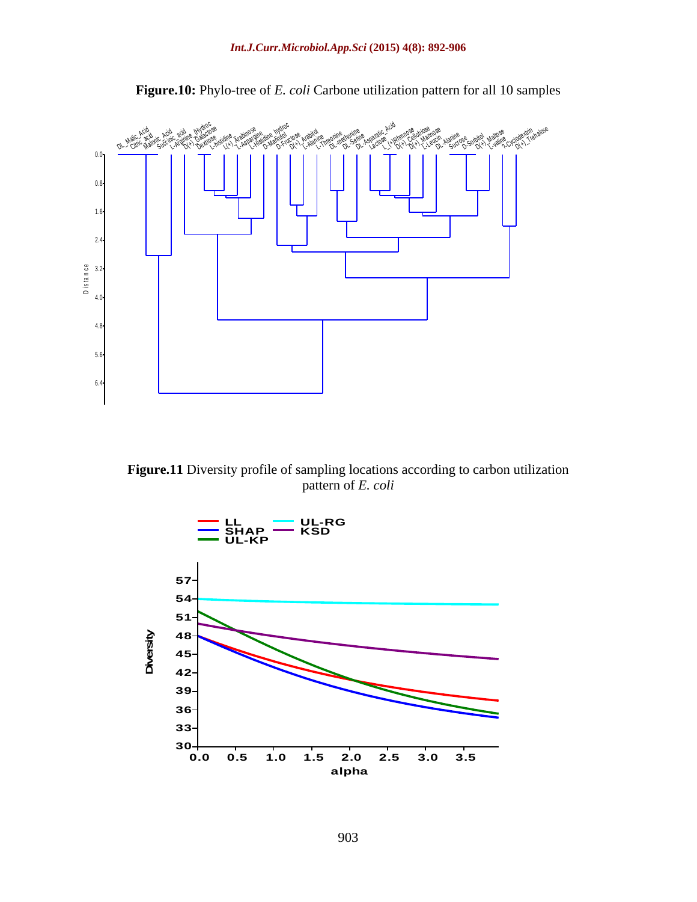**Figure.10:** Phylo-tree of *E. coli* Carbone utilization pattern for all 10 samples

**Figure.11** Diversity profile of sampling locations according to carbon utilization pattern of *E. coli*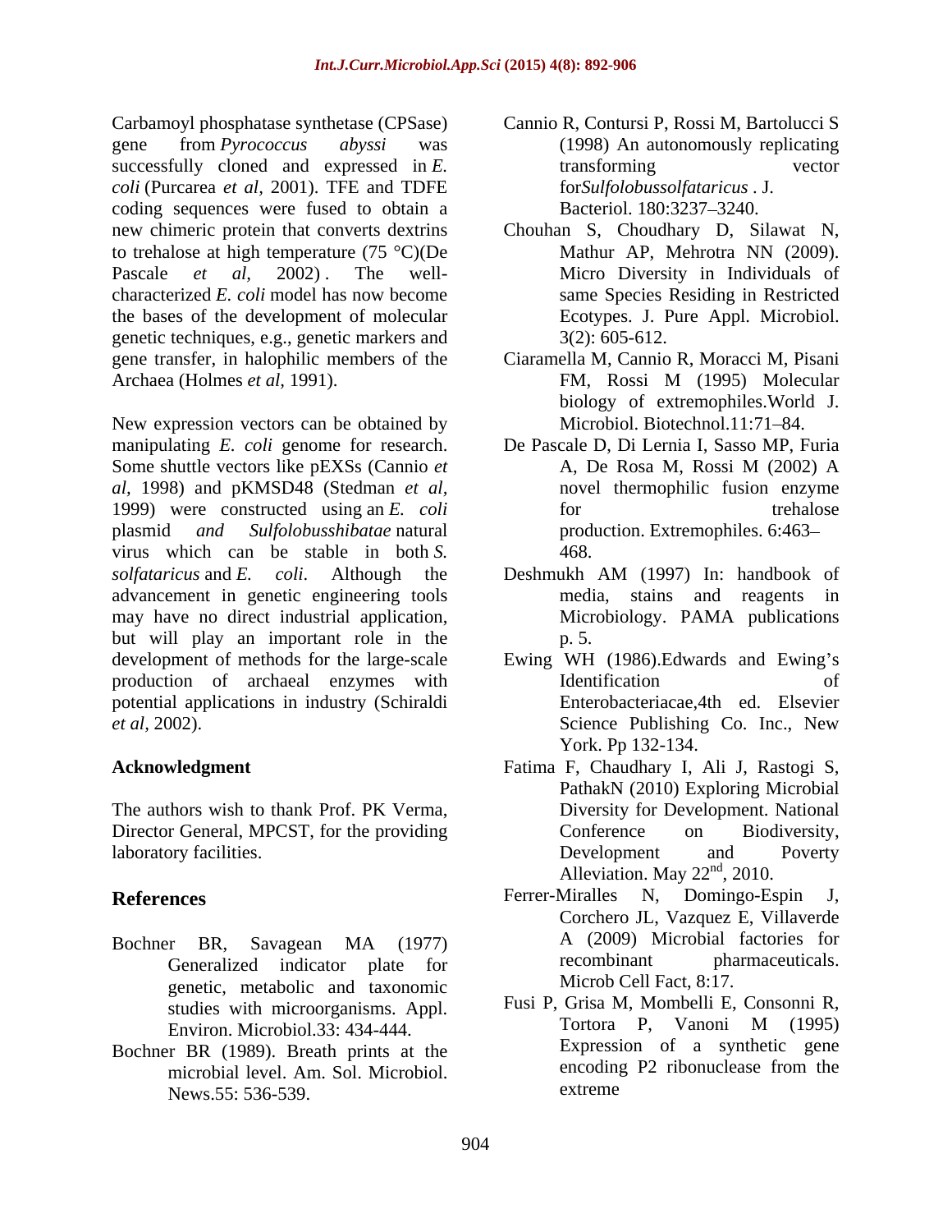Carbamoyl phosphatase synthetase (CPSase) gene from *Pyrococcus abyssi* was successfully cloned and expressed in *E. coli* (Purcarea *et al,* 2001). TFE and TDFE coding sequences were fused to obtain a new chimeric protein that converts dextrins to trehalose at high temperature (75 °C)(De Pascale *et al,* 2002) . The well-characterized *E. coli* model has now become the bases of the development of molecular genetic techniques, e.g., genetic markers and gene transfer, in halophilic members of the Archaea (Holmes *et al,* 1991).

New expression vectors can be obtained by manipulating *E. coli* genome for research. Some shuttle vectors like pEXSs (Cannio *et al,* 1998) and pKMSD48 (Stedman *et al,* 1999) were constructed using an *E. coli* plasmid *and Sulfolobusshibatae* natural virus which can be stable in both *S. solfataricus* and *E. coli*. Although the advancement in genetic engineering tools may have no direct industrial application, but will play an important role in the development of methods for the large-scale production of archaeal enzymes with potential applications in industry (Schiraldi *et al,* 2002).

## Acknowledgment

The authors wish to thank Prof. PK Verma, Director General, MPCST, for the providing laboratory facilities.

## References

Bochner BR, Savagean MA (1977) Generalized indicator plate for genetic, metabolic and taxonomic studies with microorganisms. Appl. Environ. Microbiol.33: 434-444.

Bochner BR (1989). Breath prints at the microbial level. Am. Sol. Microbiol. News.55: 536-539.

Cannio R, Contursi P, Rossi M, Bartolucci S (1998) An autonomously replicating transforming vector for*Sulfolobussolfataricus* . J. Bacteriol. 180:3237–3240.

Chouhan S, Choudhary D, Silawat N, Mathur AP, Mehrotra NN (2009). Micro Diversity in Individuals of same Species Residing in Restricted Ecotypes. J. Pure Appl. Microbiol. 3(2): 605-612.

Ciaramella M, Cannio R, Moracci M, Pisani FM, Rossi M (1995) Molecular biology of extremophiles.World J. Microbiol. Biotechnol.11:71–84.

De Pascale D, Di Lernia I, Sasso MP, Furia A, De Rosa M, Rossi M (2002) A novel thermophilic fusion enzyme for trehalose production. Extremophiles. 6:463–468.

Deshmukh AM (1997) In: handbook of media, stains and reagents in Microbiology. PAMA publications p. 5.

Ewing WH (1986).Edwards and Ewing's Identification of Enterobacteriacae,4th ed. Elsevier Science Publishing Co. Inc., New York. Pp 132-134.

Fatima F, Chaudhary I, Ali J, Rastogi S, PathakN (2010) Exploring Microbial Diversity for Development. National Conference on Biodiversity, Development and Poverty Alleviation. May 22nd, 2010.

Ferrer-Miralles N, Domingo-Espin J, Corchero JL, Vazquez E, Villaverde A (2009) Microbial factories for recombinant pharmaceuticals. Microb Cell Fact, 8:17.

Fusi P, Grisa M, Mombelli E, Consonni R, Tortora P, Vanoni M (1995) Expression of a synthetic gene encoding P2 ribonuclease from the extreme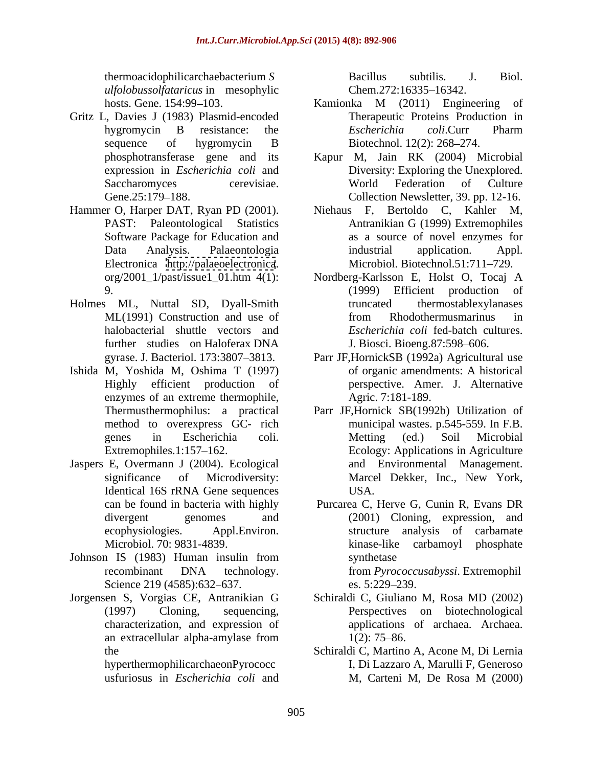thermoacidophilicarchaebacterium *Sulfolobussolfataricus* in mesophylic hosts. Gene. 154:99–103.

Gritz L, Davies J (1983) Plasmid-encoded hygromycin B resistance: the sequence of hygromycin B phosphotransferase gene and its expression in *Escherichia coli* and Saccharomyces cerevisiae. Gene.25:179–188.

Hammer O, Harper DAT, Ryan PD (2001). PAST: Paleontological Statistics Software Package for Education and Data Analysis. Palaeontologia Electronica http://palaeoelectronica.org/2001_1/past/issue1_01.htm 4(1): 9.

Holmes ML, Nuttal SD, Dyall-Smith ML(1991) Construction and use of halobacterial shuttle vectors and further studies on Haloferax DNA gyrase. J. Bacteriol. 173:3807–3813.

Ishida M, Yoshida M, Oshima T (1997) Highly efficient production of enzymes of an extreme thermophile, Thermusthermophilus: a practical method to overexpress GC- rich genes in Escherichia coli. Extremophiles.1:157–162.

Jaspers E, Overmann J (2004). Ecological significance of Microdiversity: Identical 16S rRNA Gene sequences can be found in bacteria with highly divergent genomes and ecophysiologies. Appl.Environ. Microbiol. 70: 9831-4839.

Johnson IS (1983) Human insulin from recombinant DNA technology. Science 219 (4585):632–637.

Jorgensen S, Vorgias CE, Antranikian G (1997) Cloning, sequencing, characterization, and expression of an extracellular alpha-amylase from the hyperthermophilicarchaeonPyrococcusfuriosus in *Escherichia coli* and Bacillus subtilis. J. Biol. Chem.272:16335–16342.

Kamionka M (2011) Engineering of Therapeutic Proteins Production in *Escherichia coli*.Curr Pharm Biotechnol. 12(2): 268–274.

Kapur M, Jain RK (2004) Microbial Diversity: Exploring the Unexplored. World Federation of Culture Collection Newsletter, 39. pp. 12-16.

Niehaus F, Bertoldo C, Kahler M, Antranikian G (1999) Extremophiles as a source of novel enzymes for industrial application. Appl. Microbiol. Biotechnol.51:711–729.

Nordberg-Karlsson E, Holst O, Tocaj A (1999) Efficient production of truncated thermostablexylanases from Rhodothermusmarinus in *Escherichia coli* fed-batch cultures. J. Biosci. Bioeng.87:598–606.

Parr JF,HornickSB (1992a) Agricultural use of organic amendments: A historical perspective. Amer. J. Alternative Agric. 7:181-189.

Parr JF,Hornick SB(1992b) Utilization of municipal wastes. p.545-559. In F.B. Metting (ed.) Soil Microbial Ecology: Applications in Agriculture and Environmental Management. Marcel Dekker, Inc., New York, USA.

Purcarea C, Herve G, Cunin R, Evans DR (2001) Cloning, expression, and structure analysis of carbamate kinase-like carbamoyl phosphate synthetase from *Pyrococcusabyssi*. Extremophiles. 5:229–239.

Schiraldi C, Giuliano M, Rosa MD (2002) Perspectives on biotechnological applications of archaea. Archaea. 1(2): 75–86.

Schiraldi C, Martino A, Acone M, Di Lernia I, Di Lazzaro A, Marulli F, Generoso M, Carteni M, De Rosa M (2000)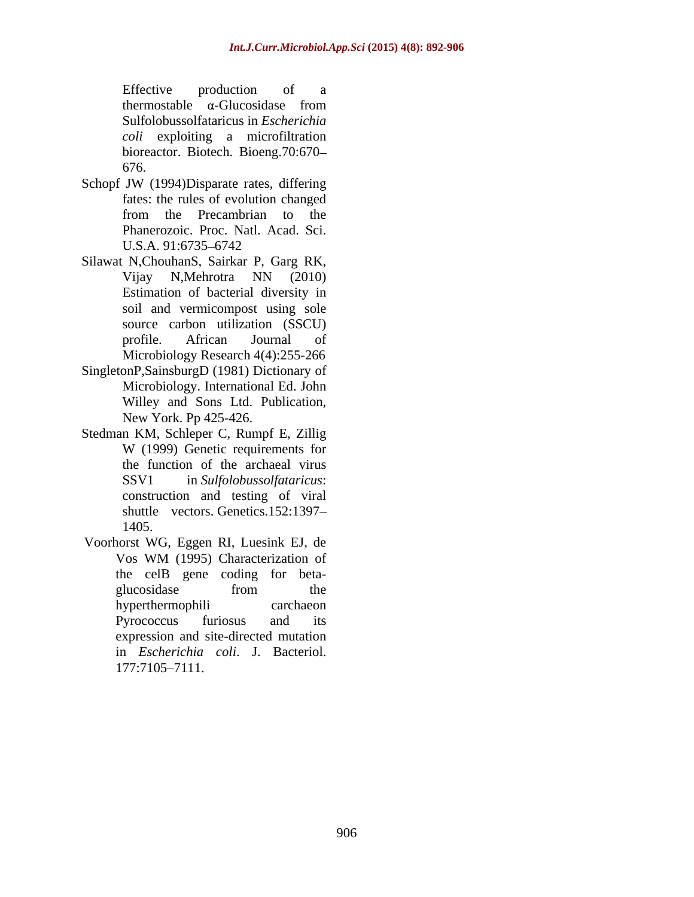Effective production of a thermostable α-Glucosidase from Sulfolobussolfataricus in *Escherichia coli* exploiting a microfiltration bioreactor. Biotech. Bioeng.70:670–676.

Schopf JW (1994)Disparate rates, differing fates: the rules of evolution changed from the Precambrian to the Phanerozoic. Proc. Natl. Acad. Sci. U.S.A. 91:6735–6742

Silawat N,ChouhanS, Sairkar P, Garg RK, Vijay N,Mehrotra NN (2010) Estimation of bacterial diversity in soil and vermicompost using sole source carbon utilization (SSCU) profile. African Journal of Microbiology Research 4(4):255-266

SingletonP,SainsburgD (1981) Dictionary of Microbiology. International Ed. John Willey and Sons Ltd. Publication, New York. Pp 425-426.

Stedman KM, Schleper C, Rumpf E, Zillig W (1999) Genetic requirements for the function of the archaeal virus SSV1 in *Sulfolobussolfataricus*: construction and testing of viral shuttle vectors. Genetics.152:1397–1405.

Voorhorst WG, Eggen RI, Luesink EJ, de Vos WM (1995) Characterization of the celB gene coding for beta-glucosidase from the hyperthermophili carchaeon Pyrococcus furiosus and its expression and site-directed mutation in *Escherichia coli*. J. Bacteriol. 177:7105–7111.